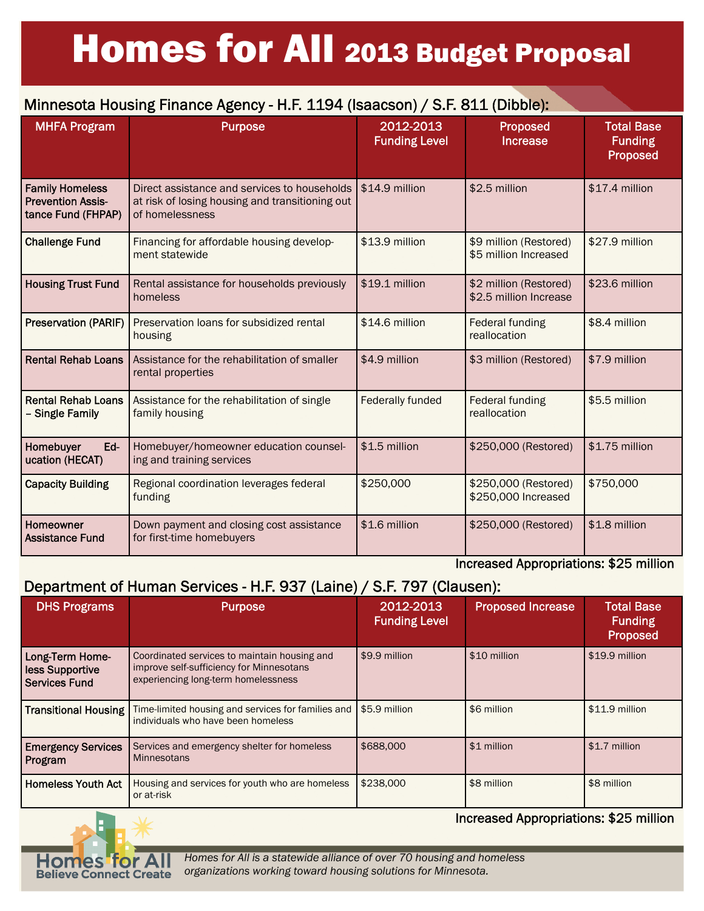# Homes for All 2013 Budget Proposal

## Minnesota Housing Finance Agency - H.F. 1194 (Isaacson) / S.F. 811 (Dibble):

| MHFA Program | Purpose | 2012-2013 Funding Level | Proposed Increase | Total Base Funding Proposed |
|---|---|---|---|---|
| **Family Homeless Prevention Assistance Fund (FHPAP)** | Direct assistance and services to households at risk of losing housing and transitioning out of homelessness | $14.9 million | $2.5 million | $17.4 million |
| **Challenge Fund** | Financing for affordable housing development statewide | $13.9 million | $9 million (Restored) $5 million Increased | $27.9 million |
| **Housing Trust Fund** | Rental assistance for households previously homeless | $19.1 million | $2 million (Restored) $2.5 million Increase | $23.6 million |
| **Preservation (PARIF)** | Preservation loans for subsidized rental housing | $14.6 million | Federal funding reallocation | $8.4 million |
| **Rental Rehab Loans** | Assistance for the rehabilitation of smaller rental properties | $4.9 million | $3 million (Restored) | $7.9 million |
| **Rental Rehab Loans – Single Family** | Assistance for the rehabilitation of single family housing | Federally funded | Federal funding reallocation | $5.5 million |
| **Homebuyer Education (HECAT)** | Homebuyer/homeowner education counseling and training services | $1.5 million | $250,000 (Restored) | $1.75 million |
| **Capacity Building** | Regional coordination leverages federal funding | $250,000 | $250,000 (Restored) $250,000 Increased | $750,000 |
| **Homeowner Assistance Fund** | Down payment and closing cost assistance for first-time homebuyers | $1.6 million | $250,000 (Restored) | $1.8 million |

**Increased Appropriations: $25 million**

## Department of Human Services - H.F. 937 (Laine) / S.F. 797 (Clausen):

| DHS Programs | Purpose | 2012-2013 Funding Level | Proposed Increase | Total Base Funding Proposed |
|---|---|---|---|---|
| **Long-Term Homeless Supportive Services Fund** | Coordinated services to maintain housing and improve self-sufficiency for Minnesotans experiencing long-term homelessness | $9.9 million | $10 million | $19.9 million |
| **Transitional Housing** | Time-limited housing and services for families and individuals who have been homeless | $5.9 million | $6 million | $11.9 million |
| **Emergency Services Program** | Services and emergency shelter for homeless Minnesotans | $688,000 | $1 million | $1.7 million |
| **Homeless Youth Act** | Housing and services for youth who are homeless or at-risk | $238,000 | $8 million | $8 million |

**Increased Appropriations: $25 million**

Homes for All
Believe Connect Create

*Homes for All is a statewide alliance of over 70 housing and homeless organizations working toward housing solutions for Minnesota.*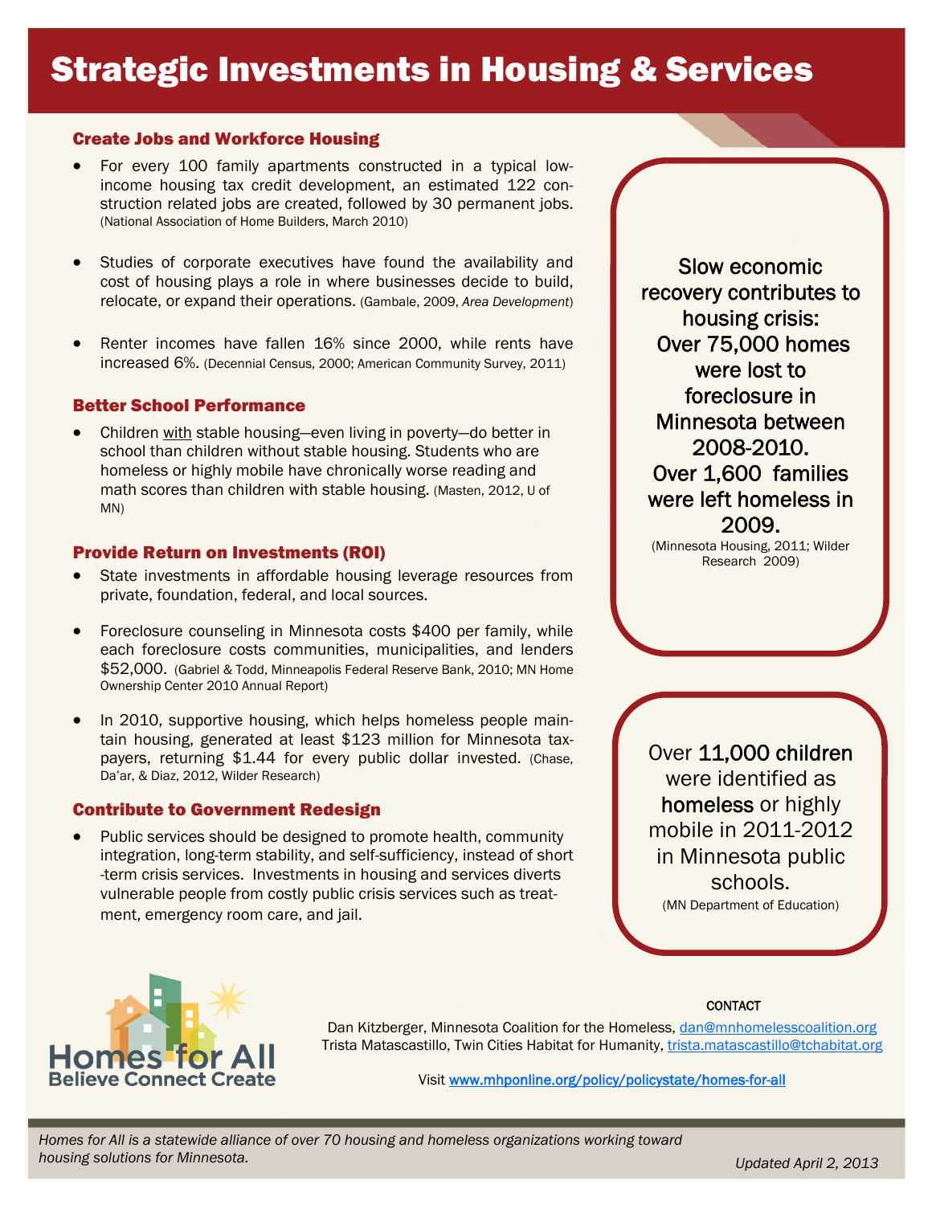# Strategic Investments in Housing & Services

## Create Jobs and Workforce Housing

- For every 100 family apartments constructed in a typical low-income housing tax credit development, an estimated 122 construction related jobs are created, followed by 30 permanent jobs. (National Association of Home Builders, March 2010)
- Studies of corporate executives have found the availability and cost of housing plays a role in where businesses decide to build, relocate, or expand their operations. (Gambale, 2009, *Area Development*)
- Renter incomes have fallen 16% since 2000, while rents have increased 6%. (Decennial Census, 2000; American Community Survey, 2011)

## Better School Performance

- Children with stable housing—even living in poverty—do better in school than children without stable housing. Students who are homeless or highly mobile have chronically worse reading and math scores than children with stable housing. (Masten, 2012, U of MN)

## Provide Return on Investments (ROI)

- State investments in affordable housing leverage resources from private, foundation, federal, and local sources.
- Foreclosure counseling in Minnesota costs $400 per family, while each foreclosure costs communities, municipalities, and lenders $52,000. (Gabriel & Todd, Minneapolis Federal Reserve Bank, 2010; MN Home Ownership Center 2010 Annual Report)
- In 2010, supportive housing, which helps homeless people maintain housing, generated at least $123 million for Minnesota taxpayers, returning $1.44 for every public dollar invested. (Chase, Da'ar, & Diaz, 2012, Wilder Research)

## Contribute to Government Redesign

- Public services should be designed to promote health, community integration, long-term stability, and self-sufficiency, instead of short-term crisis services. Investments in housing and services diverts vulnerable people from costly public crisis services such as treatment, emergency room care, and jail.

Slow economic recovery contributes to housing crisis: Over 75,000 homes were lost to foreclosure in Minnesota between 2008-2010. Over 1,600 families were left homeless in 2009.

(Minnesota Housing, 2011; Wilder Research 2009)

Over **11,000 children** were identified as **homeless** or highly mobile in 2011-2012 in Minnesota public schools.

(MN Department of Education)

Homes for All
Believe Connect Create

CONTACT

Dan Kitzberger, Minnesota Coalition for the Homeless, dan@mnhomelesscoalition.org
Trista Matascastillo, Twin Cities Habitat for Humanity, trista.matascastillo@tchabitat.org

Visit www.mhponline.org/policy/policystate/homes-for-all

*Homes for All is a statewide alliance of over 70 housing and homeless organizations working toward housing solutions for Minnesota.*

*Updated April 2, 2013*